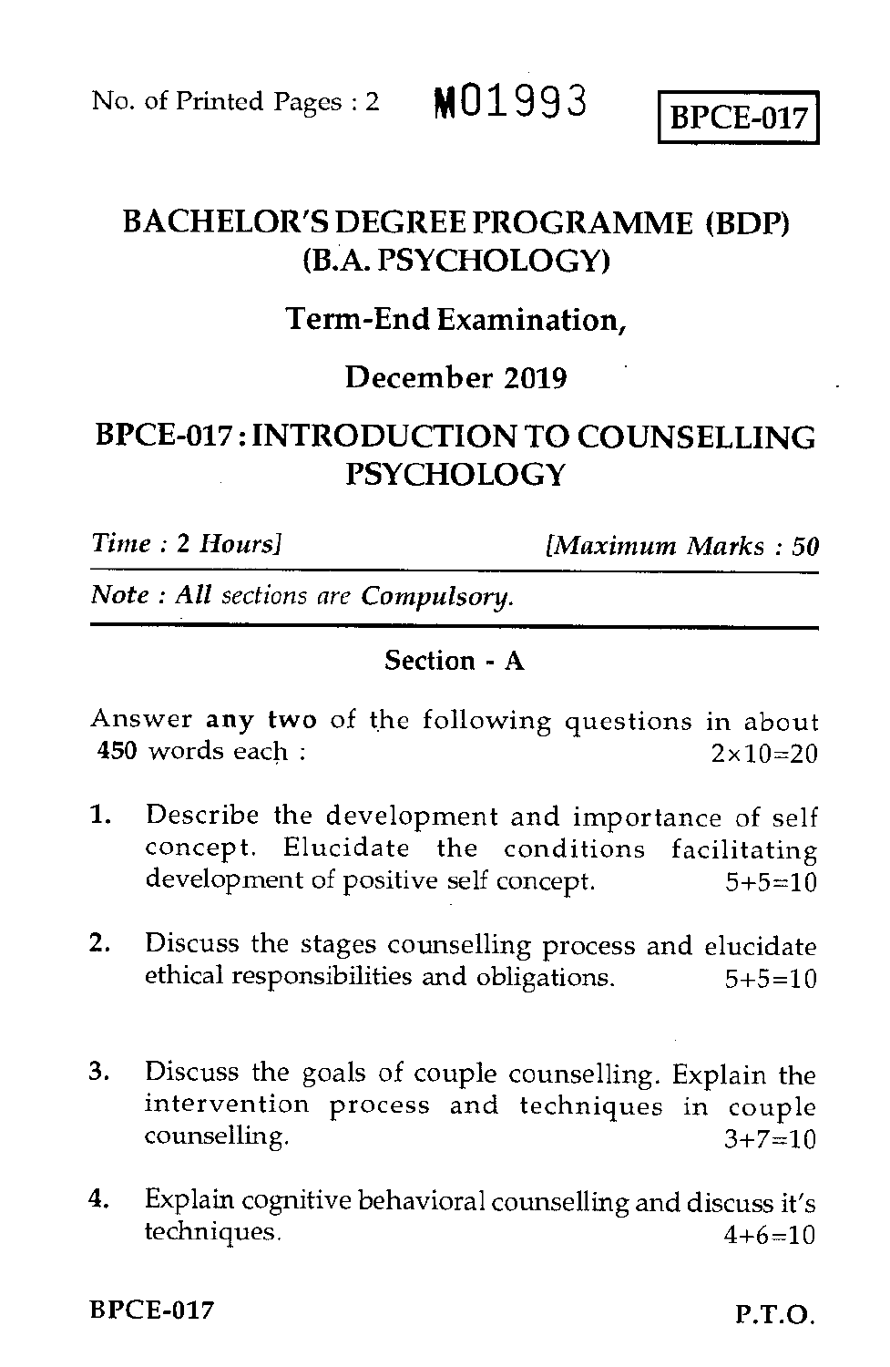No. of Printed Pages : 2 **M01993** **BPCE-017**

# BACHELOR'S DEGREE PROGRAMME (BDP) (B.A. PSYCHOLOGY)

## Term-End Examination,

## December 2019

## BPCE-017 : INTRODUCTION TO COUNSELLING PSYCHOLOGY

*Time : 2 Hours]* *[Maximum Marks : 50*

*Note : All sections are Compulsory.*

### Section - A

Answer **any two** of the following questions in about **450** words each : 2×10=20

1. Describe the development and importance of self concept. Elucidate the conditions facilitating development of positive self concept. 5+5=10

2. Discuss the stages counselling process and elucidate ethical responsibilities and obligations. 5+5=10

3. Discuss the goals of couple counselling. Explain the intervention process and techniques in couple counselling. 3+7=10

4. Explain cognitive behavioral counselling and discuss it's techniques. 4+6=10

P.T.O.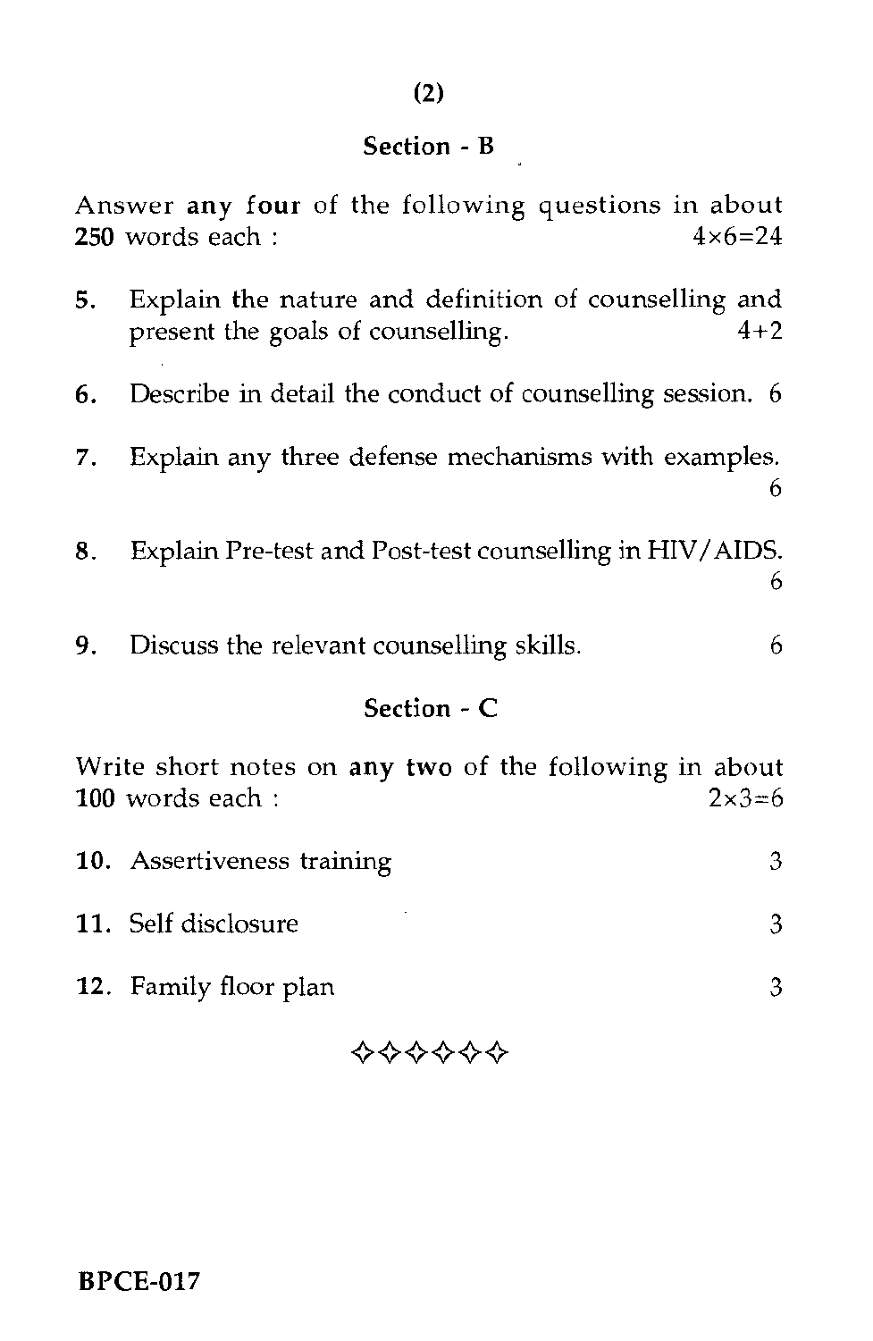## Section - B

Answer **any four** of the following questions in about **250** words each : 4×6=24

5. Explain the nature and definition of counselling and present the goals of counselling. 4+2

6. Describe in detail the conduct of counselling session. 6

7. Explain any three defense mechanisms with examples. 6

8. Explain Pre-test and Post-test counselling in HIV/AIDS. 6

9. Discuss the relevant counselling skills. 6

## Section - C

Write short notes on **any two** of the following in about **100** words each : 2×3=6

10. Assertiveness training 3

11. Self disclosure 3

12. Family floor plan 3

✧✧✧✧✧✧

**BPCE-017**